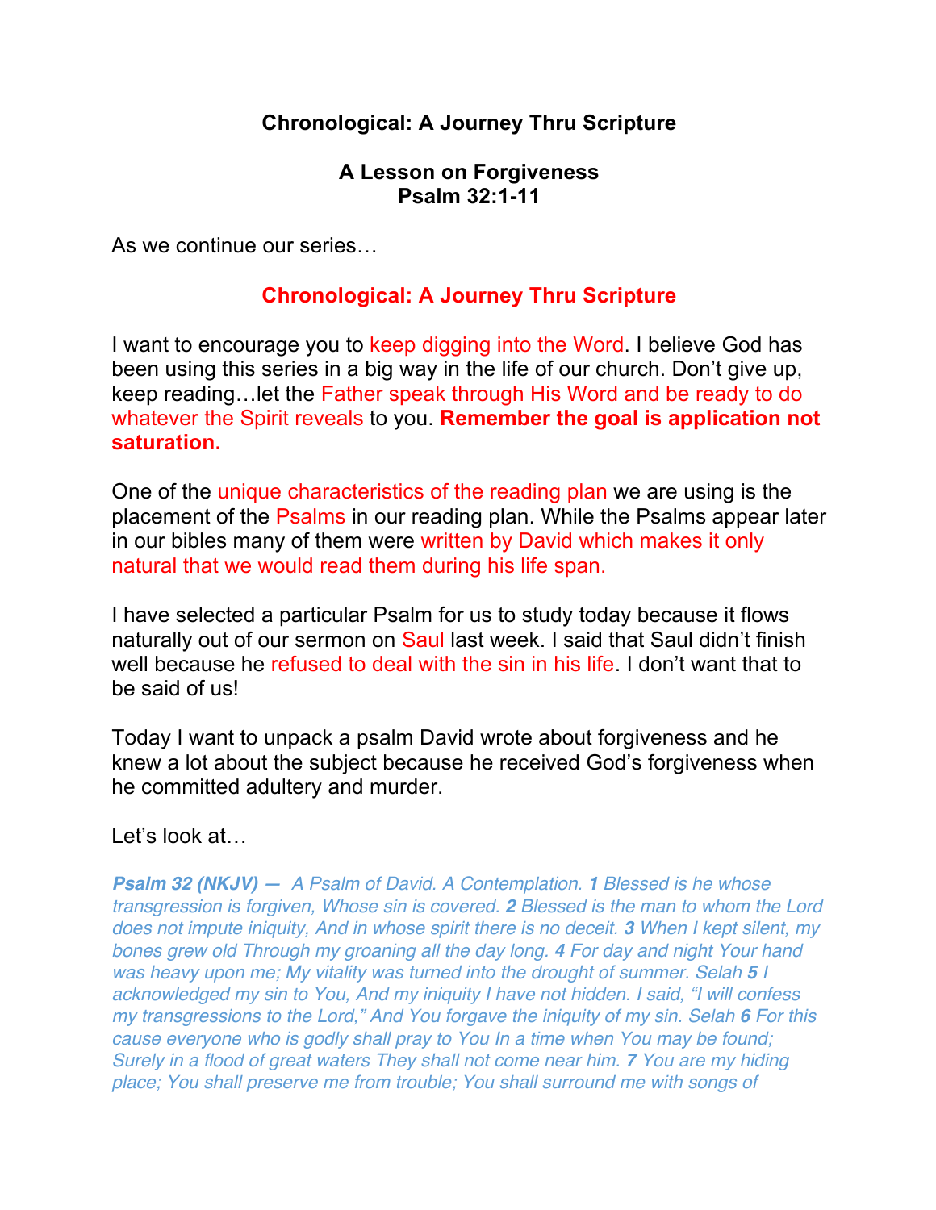## Chronological: A Journey Thru Scripture

### A Lesson on Forgiveness
### Psalm 32:1-11

As we continue our series…

**Chronological: A Journey Thru Scripture**

I want to encourage you to keep digging into the Word. I believe God has been using this series in a big way in the life of our church. Don't give up, keep reading…let the Father speak through His Word and be ready to do whatever the Spirit reveals to you. **Remember the goal is application not saturation.**

One of the unique characteristics of the reading plan we are using is the placement of the Psalms in our reading plan. While the Psalms appear later in our bibles many of them were written by David which makes it only natural that we would read them during his life span.

I have selected a particular Psalm for us to study today because it flows naturally out of our sermon on Saul last week. I said that Saul didn't finish well because he refused to deal with the sin in his life. I don't want that to be said of us!

Today I want to unpack a psalm David wrote about forgiveness and he knew a lot about the subject because he received God's forgiveness when he committed adultery and murder.

Let's look at…

***Psalm 32 (NKJV) —*** *A Psalm of David. A Contemplation.* ***1*** *Blessed is he whose transgression is forgiven, Whose sin is covered.* ***2*** *Blessed is the man to whom the Lord does not impute iniquity, And in whose spirit there is no deceit.* ***3*** *When I kept silent, my bones grew old Through my groaning all the day long.* ***4*** *For day and night Your hand was heavy upon me; My vitality was turned into the drought of summer. Selah* ***5*** *I acknowledged my sin to You, And my iniquity I have not hidden. I said, "I will confess my transgressions to the Lord," And You forgave the iniquity of my sin. Selah* ***6*** *For this cause everyone who is godly shall pray to You In a time when You may be found; Surely in a flood of great waters They shall not come near him.* ***7*** *You are my hiding place; You shall preserve me from trouble; You shall surround me with songs of*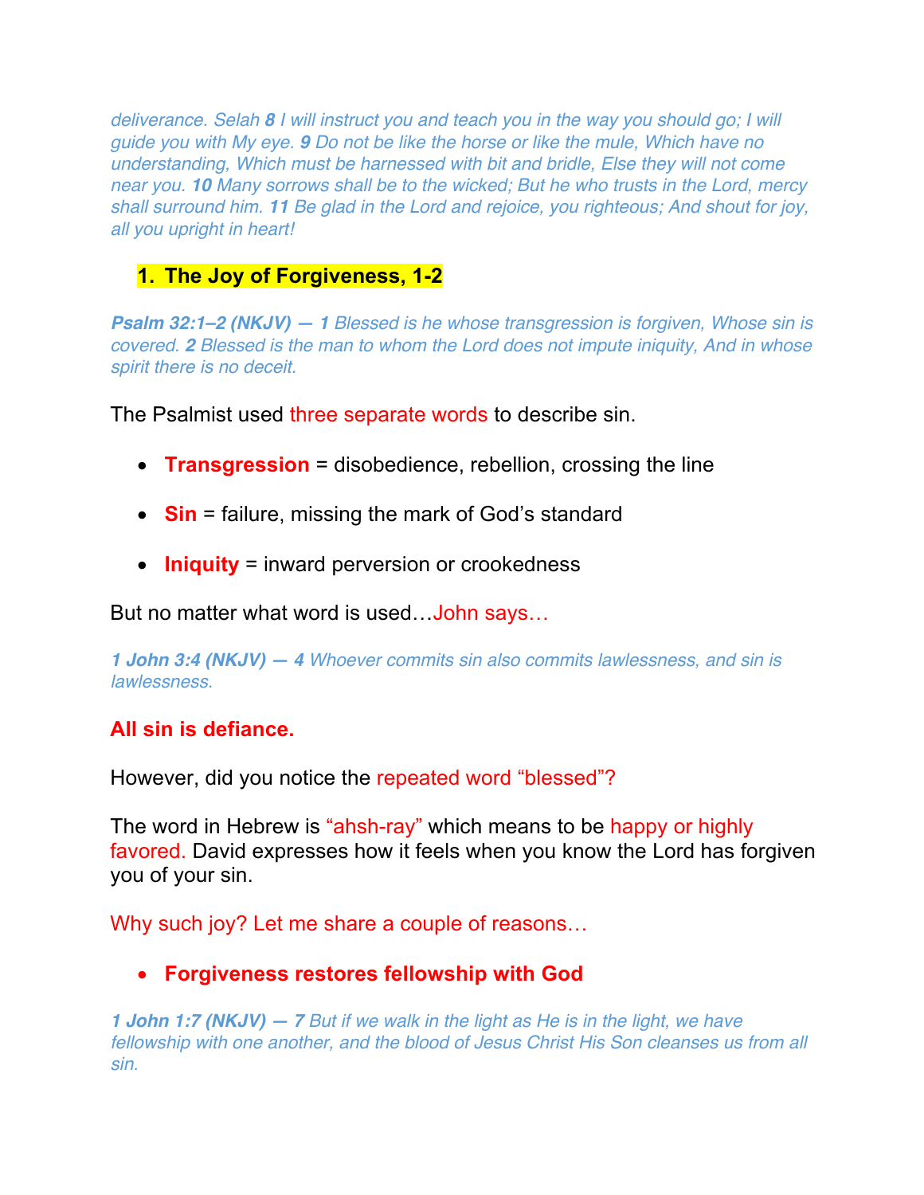*deliverance. Selah **8** I will instruct you and teach you in the way you should go; I will guide you with My eye. **9** Do not be like the horse or like the mule, Which have no understanding, Which must be harnessed with bit and bridle, Else they will not come near you. **10** Many sorrows shall be to the wicked; But he who trusts in the Lord, mercy shall surround him. **11** Be glad in the Lord and rejoice, you righteous; And shout for joy, all you upright in heart!*

## 1. The Joy of Forgiveness, 1-2

***Psalm 32:1–2 (NKJV) — 1** Blessed is he whose transgression is forgiven, Whose sin is covered. **2** Blessed is the man to whom the Lord does not impute iniquity, And in whose spirit there is no deceit.*

The Psalmist used three separate words to describe sin.

- **Transgression** = disobedience, rebellion, crossing the line
- **Sin** = failure, missing the mark of God's standard
- **Iniquity** = inward perversion or crookedness

But no matter what word is used…John says…

***1 John 3:4 (NKJV) — 4** Whoever commits sin also commits lawlessness, and sin is lawlessness.*

**All sin is defiance.**

However, did you notice the repeated word "blessed"?

The word in Hebrew is "ahsh-ray" which means to be happy or highly favored. David expresses how it feels when you know the Lord has forgiven you of your sin.

Why such joy? Let me share a couple of reasons…

- **Forgiveness restores fellowship with God**

***1 John 1:7 (NKJV) — 7** But if we walk in the light as He is in the light, we have fellowship with one another, and the blood of Jesus Christ His Son cleanses us from all sin.*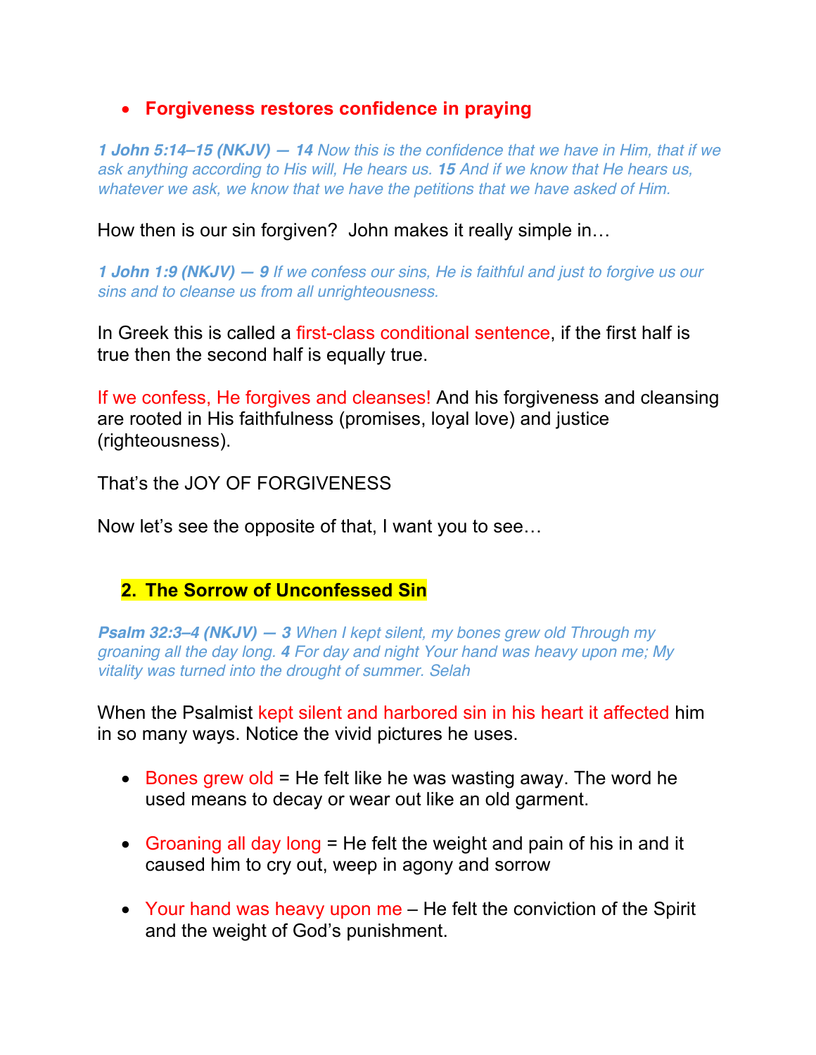- **Forgiveness restores confidence in praying**

***1 John 5:14–15 (NKJV) — 14*** *Now this is the confidence that we have in Him, that if we ask anything according to His will, He hears us.* ***15*** *And if we know that He hears us, whatever we ask, we know that we have the petitions that we have asked of Him.*

How then is our sin forgiven? John makes it really simple in…

***1 John 1:9 (NKJV) — 9*** *If we confess our sins, He is faithful and just to forgive us our sins and to cleanse us from all unrighteousness.*

In Greek this is called a first-class conditional sentence, if the first half is true then the second half is equally true.

If we confess, He forgives and cleanses! And his forgiveness and cleansing are rooted in His faithfulness (promises, loyal love) and justice (righteousness).

That's the JOY OF FORGIVENESS

Now let's see the opposite of that, I want you to see…

## 2. The Sorrow of Unconfessed Sin

***Psalm 32:3–4 (NKJV) — 3*** *When I kept silent, my bones grew old Through my groaning all the day long.* ***4*** *For day and night Your hand was heavy upon me; My vitality was turned into the drought of summer. Selah*

When the Psalmist kept silent and harbored sin in his heart it affected him in so many ways. Notice the vivid pictures he uses.

- Bones grew old = He felt like he was wasting away. The word he used means to decay or wear out like an old garment.

- Groaning all day long = He felt the weight and pain of his in and it caused him to cry out, weep in agony and sorrow

- Your hand was heavy upon me – He felt the conviction of the Spirit and the weight of God's punishment.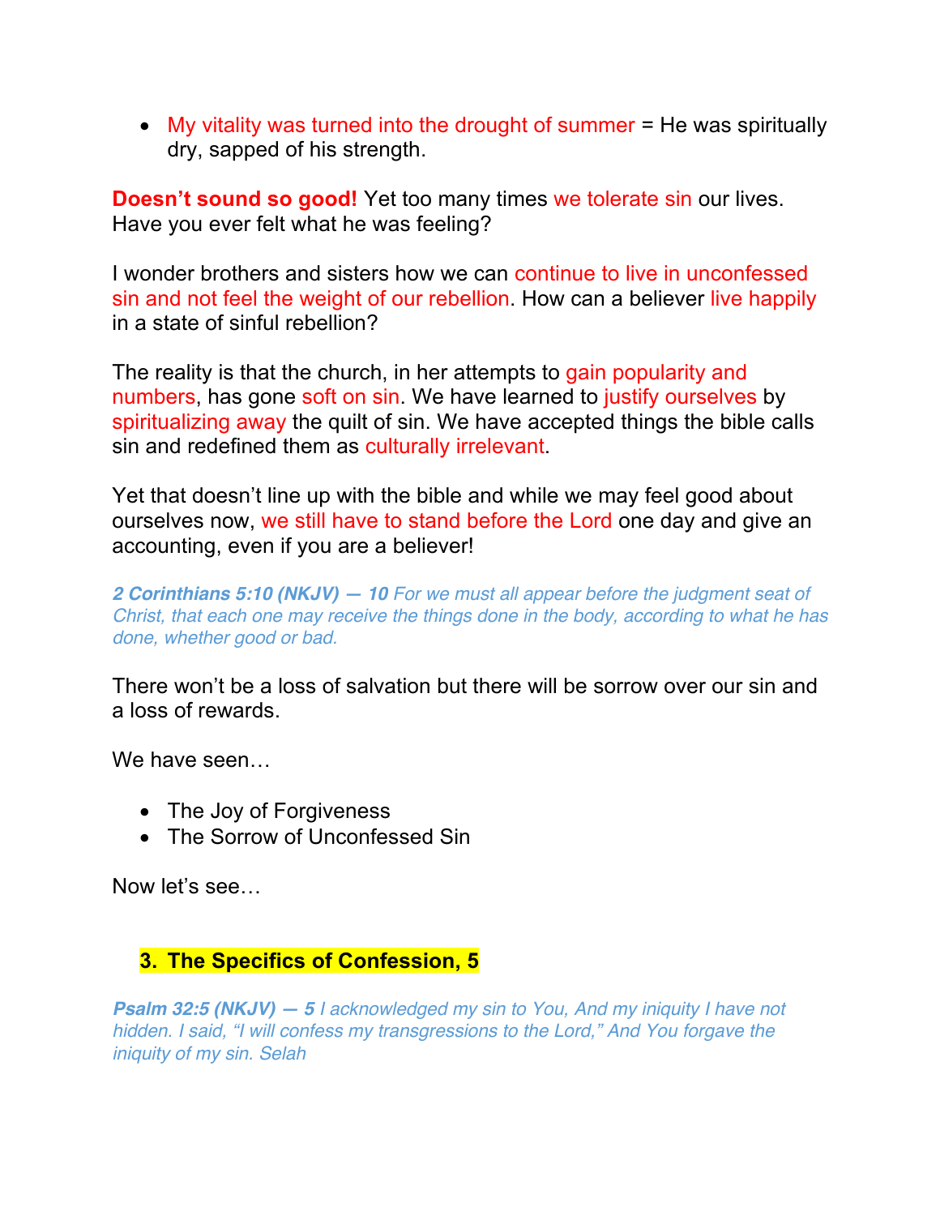- My vitality was turned into the drought of summer = He was spiritually dry, sapped of his strength.

**Doesn't sound so good!** Yet too many times we tolerate sin our lives. Have you ever felt what he was feeling?

I wonder brothers and sisters how we can continue to live in unconfessed sin and not feel the weight of our rebellion. How can a believer live happily in a state of sinful rebellion?

The reality is that the church, in her attempts to gain popularity and numbers, has gone soft on sin. We have learned to justify ourselves by spiritualizing away the quilt of sin. We have accepted things the bible calls sin and redefined them as culturally irrelevant.

Yet that doesn't line up with the bible and while we may feel good about ourselves now, we still have to stand before the Lord one day and give an accounting, even if you are a believer!

***2 Corinthians 5:10 (NKJV) — 10*** *For we must all appear before the judgment seat of Christ, that each one may receive the things done in the body, according to what he has done, whether good or bad.*

There won't be a loss of salvation but there will be sorrow over our sin and a loss of rewards.

We have seen…

- The Joy of Forgiveness
- The Sorrow of Unconfessed Sin

Now let's see…

## 3. The Specifics of Confession, 5

***Psalm 32:5 (NKJV) — 5*** *I acknowledged my sin to You, And my iniquity I have not hidden. I said, "I will confess my transgressions to the Lord," And You forgave the iniquity of my sin. Selah*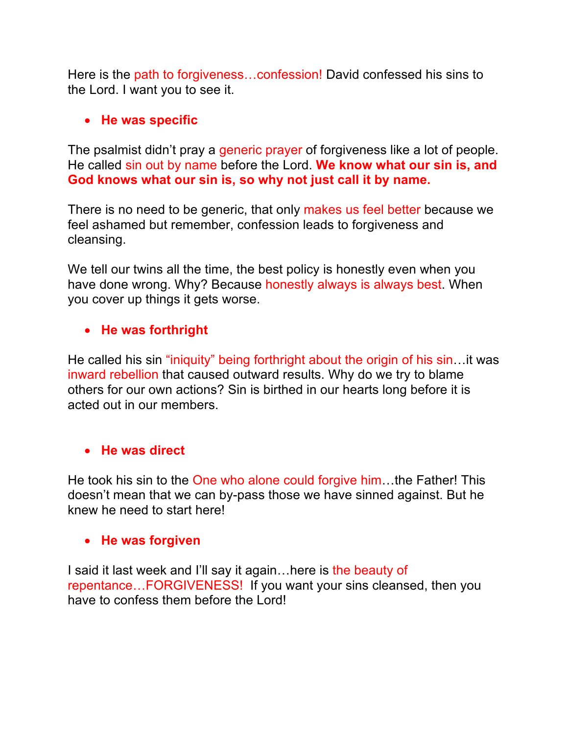Here is the path to forgiveness…confession! David confessed his sins to the Lord. I want you to see it.

- **He was specific**

The psalmist didn't pray a generic prayer of forgiveness like a lot of people. He called sin out by name before the Lord. **We know what our sin is, and God knows what our sin is, so why not just call it by name.**

There is no need to be generic, that only makes us feel better because we feel ashamed but remember, confession leads to forgiveness and cleansing.

We tell our twins all the time, the best policy is honestly even when you have done wrong. Why? Because honestly always is always best. When you cover up things it gets worse.

- **He was forthright**

He called his sin "iniquity" being forthright about the origin of his sin…it was inward rebellion that caused outward results. Why do we try to blame others for our own actions? Sin is birthed in our hearts long before it is acted out in our members.

- **He was direct**

He took his sin to the One who alone could forgive him…the Father! This doesn't mean that we can by-pass those we have sinned against. But he knew he need to start here!

- **He was forgiven**

I said it last week and I'll say it again…here is the beauty of repentance…FORGIVENESS! If you want your sins cleansed, then you have to confess them before the Lord!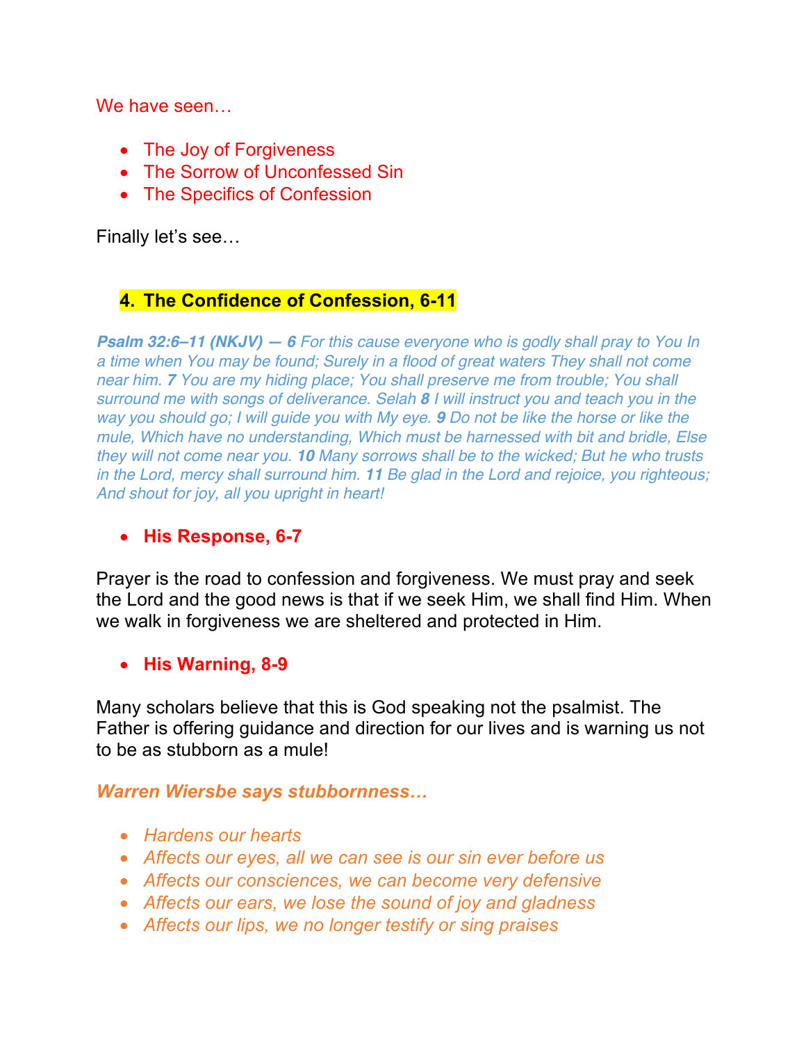We have seen…

- The Joy of Forgiveness
- The Sorrow of Unconfessed Sin
- The Specifics of Confession

Finally let's see…

### 4. The Confidence of Confession, 6-11

***Psalm 32:6–11 (NKJV) — 6** For this cause everyone who is godly shall pray to You In a time when You may be found; Surely in a flood of great waters They shall not come near him. **7** You are my hiding place; You shall preserve me from trouble; You shall surround me with songs of deliverance. Selah **8** I will instruct you and teach you in the way you should go; I will guide you with My eye. **9** Do not be like the horse or like the mule, Which have no understanding, Which must be harnessed with bit and bridle, Else they will not come near you. **10** Many sorrows shall be to the wicked; But he who trusts in the Lord, mercy shall surround him. **11** Be glad in the Lord and rejoice, you righteous; And shout for joy, all you upright in heart!*

- **His Response, 6-7**

Prayer is the road to confession and forgiveness. We must pray and seek the Lord and the good news is that if we seek Him, we shall find Him. When we walk in forgiveness we are sheltered and protected in Him.

- **His Warning, 8-9**

Many scholars believe that this is God speaking not the psalmist. The Father is offering guidance and direction for our lives and is warning us not to be as stubborn as a mule!

***Warren Wiersbe says stubbornness…***

- *Hardens our hearts*
- *Affects our eyes, all we can see is our sin ever before us*
- *Affects our consciences, we can become very defensive*
- *Affects our ears, we lose the sound of joy and gladness*
- *Affects our lips, we no longer testify or sing praises*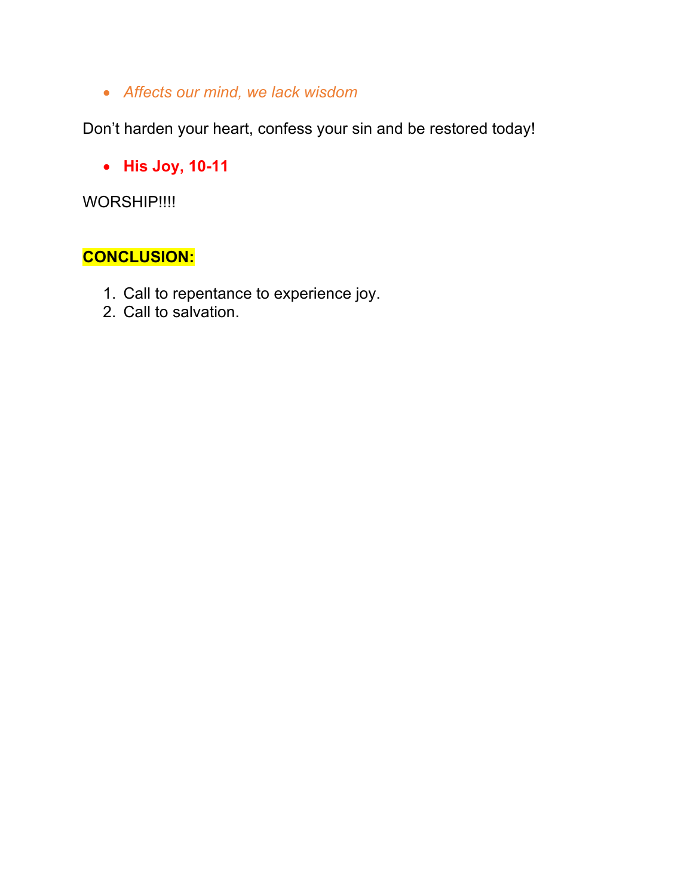- *Affects our mind, we lack wisdom*

Don't harden your heart, confess your sin and be restored today!

- **His Joy, 10-11**

WORSHIP!!!!

**CONCLUSION:**

1. Call to repentance to experience joy.
2. Call to salvation.